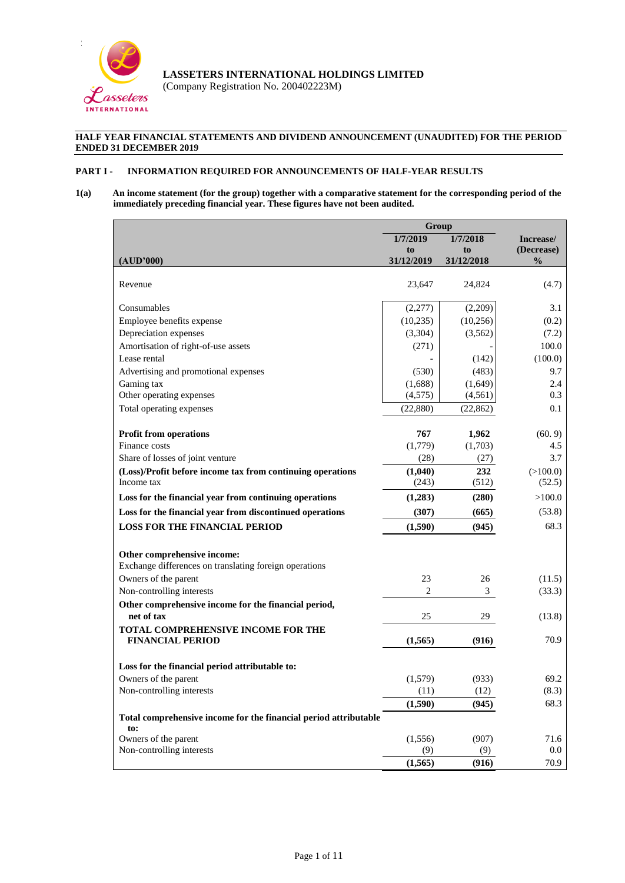**LASSETERS INTERNATIONAL HOLDINGS LIMITED**
(Company Registration No. 200402223M)

**HALF YEAR FINANCIAL STATEMENTS AND DIVIDEND ANNOUNCEMENT (UNAUDITED) FOR THE PERIOD ENDED 31 DECEMBER 2019**

## PART I - INFORMATION REQUIRED FOR ANNOUNCEMENTS OF HALF-YEAR RESULTS

**1(a) An income statement (for the group) together with a comparative statement for the corresponding period of the immediately preceding financial year. These figures have not been audited.**

| | Group | | |
|---|---|---|---|
| **(AUD'000)** | **1/7/2019 to 31/12/2019** | **1/7/2018 to 31/12/2018** | **Increase/ (Decrease) %** |
| Revenue | 23,647 | 24,824 | (4.7) |
| Consumables | (2,277) | (2,209) | 3.1 |
| Employee benefits expense | (10,235) | (10,256) | (0.2) |
| Depreciation expenses | (3,304) | (3,562) | (7.2) |
| Amortisation of right-of-use assets | (271) | | 100.0 |
| Lease rental | - | (142) | (100.0) |
| Advertising and promotional expenses | (530) | (483) | 9.7 |
| Gaming tax | (1,688) | (1,649) | 2.4 |
| Other operating expenses | (4,575) | (4,561) | 0.3 |
| Total operating expenses | (22,880) | (22,862) | 0.1 |
| **Profit from operations** | **767** | **1,962** | (60. 9) |
| Finance costs | (1,779) | (1,703) | 4.5 |
| Share of losses of joint venture | (28) | (27) | 3.7 |
| **(Loss)/Profit before income tax from continuing operations** | **(1,040)** | **232** | (>100.0) |
| Income tax | (243) | (512) | (52.5) |
| **Loss for the financial year from continuing operations** | **(1,283)** | **(280)** | >100.0 |
| **Loss for the financial year from discontinued operations** | **(307)** | **(665)** | (53.8) |
| **LOSS FOR THE FINANCIAL PERIOD** | **(1,590)** | **(945)** | 68.3 |
| **Other comprehensive income:** | | | |
| Exchange differences on translating foreign operations | | | |
| Owners of the parent | 23 | 26 | (11.5) |
| Non-controlling interests | 2 | 3 | (33.3) |
| **Other comprehensive income for the financial period, net of tax** | 25 | 29 | (13.8) |
| **TOTAL COMPREHENSIVE INCOME FOR THE FINANCIAL PERIOD** | **(1,565)** | **(916)** | 70.9 |
| **Loss for the financial period attributable to:** | | | |
| Owners of the parent | (1,579) | (933) | 69.2 |
| Non-controlling interests | (11) | (12) | (8.3) |
| | **(1,590)** | **(945)** | 68.3 |
| **Total comprehensive income for the financial period attributable to:** | | | |
| Owners of the parent | (1,556) | (907) | 71.6 |
| Non-controlling interests | (9) | (9) | 0.0 |
| | **(1,565)** | **(916)** | 70.9 |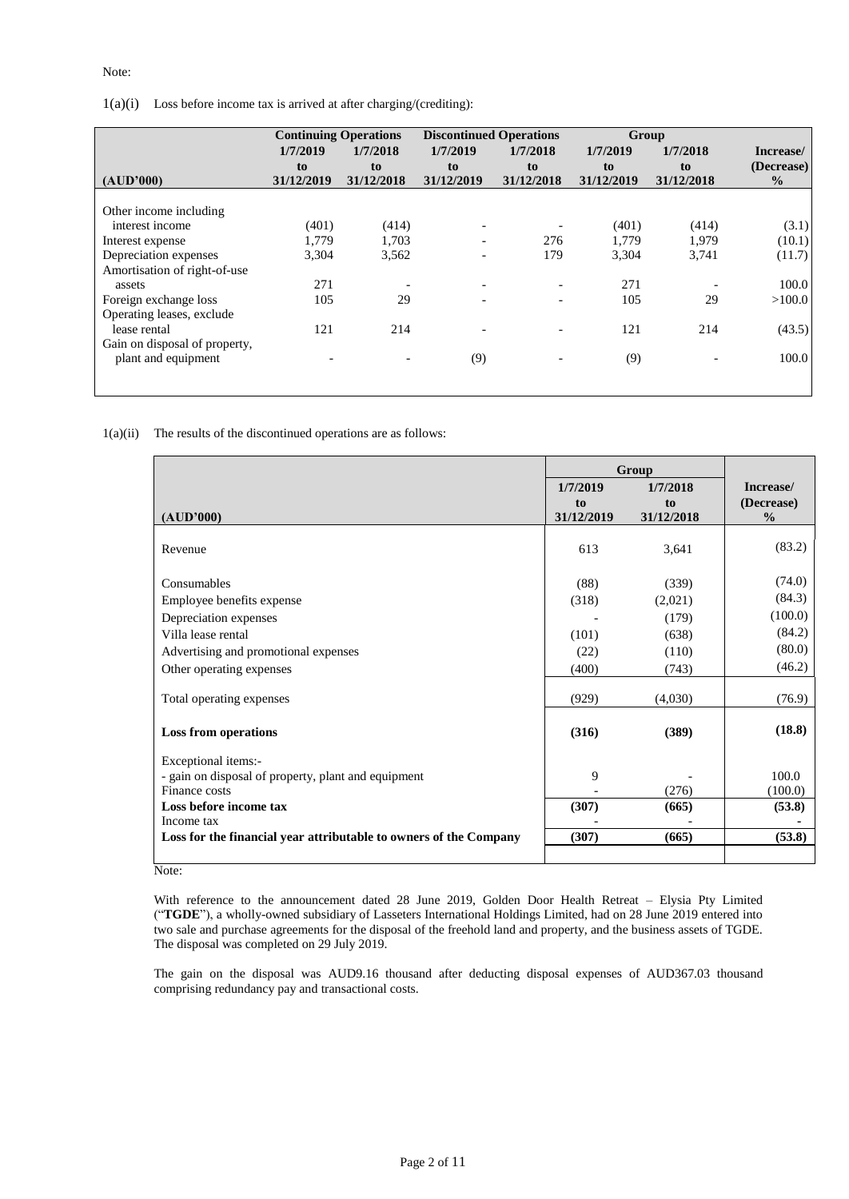Note:

1(a)(i) Loss before income tax is arrived at after charging/(crediting):

| | Continuing Operations | | Discontinued Operations | | Group | | |
|---|---|---|---|---|---|---|---|
| (AUD'000) | 1/7/2019 to 31/12/2019 | 1/7/2018 to 31/12/2018 | 1/7/2019 to 31/12/2019 | 1/7/2018 to 31/12/2018 | 1/7/2019 to 31/12/2019 | 1/7/2018 to 31/12/2018 | Increase/ (Decrease) % |
| Other income including interest income | (401) | (414) | - | - | (401) | (414) | (3.1) |
| Interest expense | 1,779 | 1,703 | - | 276 | 1,779 | 1,979 | (10.1) |
| Depreciation expenses | 3,304 | 3,562 | - | 179 | 3,304 | 3,741 | (11.7) |
| Amortisation of right-of-use assets | 271 | - | - | - | 271 | - | 100.0 |
| Foreign exchange loss | 105 | 29 | - | - | 105 | 29 | >100.0 |
| Operating leases, exclude lease rental | 121 | 214 | - | - | 121 | 214 | (43.5) |
| Gain on disposal of property, plant and equipment | - | - | (9) | - | (9) | - | 100.0 |

1(a)(ii) The results of the discontinued operations are as follows:

| | Group | | |
|---|---|---|---|
| (AUD'000) | 1/7/2019 to 31/12/2019 | 1/7/2018 to 31/12/2018 | Increase/ (Decrease) % |
| Revenue | 613 | 3,641 | (83.2) |
| Consumables | (88) | (339) | (74.0) |
| Employee benefits expense | (318) | (2,021) | (84.3) |
| Depreciation expenses | - | (179) | (100.0) |
| Villa lease rental | (101) | (638) | (84.2) |
| Advertising and promotional expenses | (22) | (110) | (80.0) |
| Other operating expenses | (400) | (743) | (46.2) |
| Total operating expenses | (929) | (4,030) | (76.9) |
| **Loss from operations** | **(316)** | **(389)** | **(18.8)** |
| Exceptional items:- | | | |
| - gain on disposal of property, plant and equipment | 9 | - | 100.0 |
| Finance costs | - | (276) | (100.0) |
| **Loss before income tax** | **(307)** | **(665)** | **(53.8)** |
| Income tax | - | - | - |
| **Loss for the financial year attributable to owners of the Company** | **(307)** | **(665)** | **(53.8)** |

Note:

With reference to the announcement dated 28 June 2019, Golden Door Health Retreat – Elysia Pty Limited ("**TGDE**"), a wholly-owned subsidiary of Lasseters International Holdings Limited, had on 28 June 2019 entered into two sale and purchase agreements for the disposal of the freehold land and property, and the business assets of TGDE. The disposal was completed on 29 July 2019.

The gain on the disposal was AUD9.16 thousand after deducting disposal expenses of AUD367.03 thousand comprising redundancy pay and transactional costs.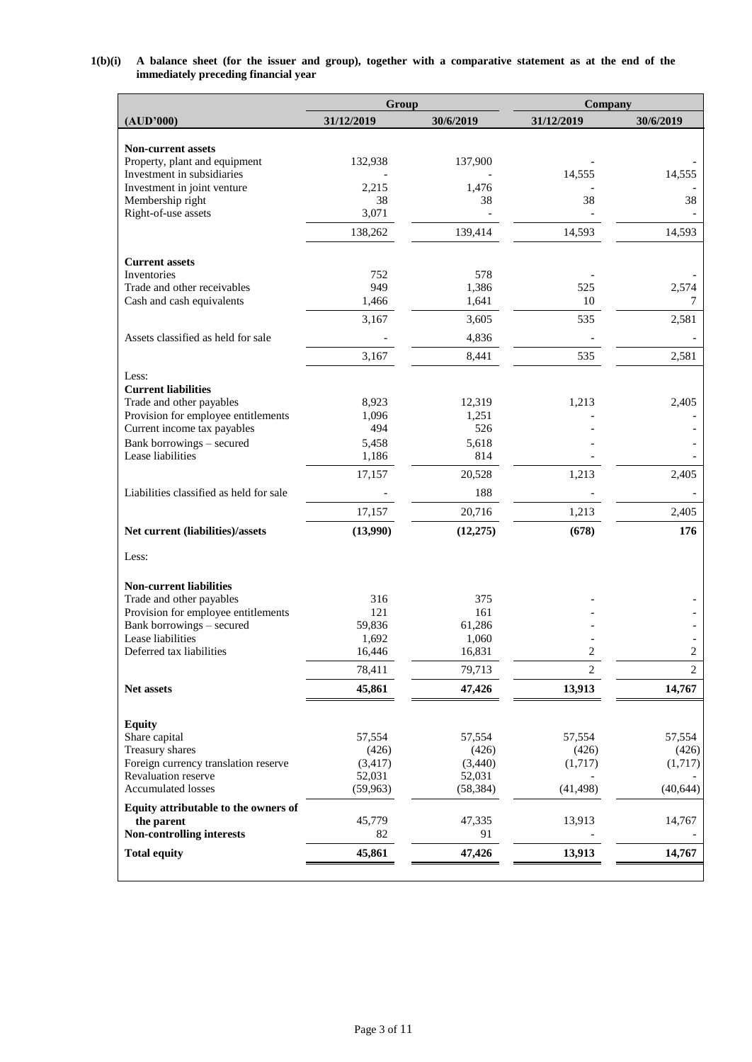**1(b)(i) A balance sheet (for the issuer and group), together with a comparative statement as at the end of the immediately preceding financial year**

| | Group | | Company | |
|---|---|---|---|---|
| **(AUD'000)** | **31/12/2019** | **30/6/2019** | **31/12/2019** | **30/6/2019** |
| **Non-current assets** | | | | |
| Property, plant and equipment | 132,938 | 137,900 | - | - |
| Investment in subsidiaries | - | - | 14,555 | 14,555 |
| Investment in joint venture | 2,215 | 1,476 | - | - |
| Membership right | 38 | 38 | 38 | 38 |
| Right-of-use assets | 3,071 | - | - | - |
| | 138,262 | 139,414 | 14,593 | 14,593 |
| **Current assets** | | | | |
| Inventories | 752 | 578 | - | - |
| Trade and other receivables | 949 | 1,386 | 525 | 2,574 |
| Cash and cash equivalents | 1,466 | 1,641 | 10 | 7 |
| | 3,167 | 3,605 | 535 | 2,581 |
| Assets classified as held for sale | - | 4,836 | - | - |
| | 3,167 | 8,441 | 535 | 2,581 |
| Less: | | | | |
| **Current liabilities** | | | | |
| Trade and other payables | 8,923 | 12,319 | 1,213 | 2,405 |
| Provision for employee entitlements | 1,096 | 1,251 | - | - |
| Current income tax payables | 494 | 526 | - | - |
| Bank borrowings – secured | 5,458 | 5,618 | - | - |
| Lease liabilities | 1,186 | 814 | - | - |
| | 17,157 | 20,528 | 1,213 | 2,405 |
| Liabilities classified as held for sale | - | 188 | - | - |
| | 17,157 | 20,716 | 1,213 | 2,405 |
| **Net current (liabilities)/assets** | **(13,990)** | **(12,275)** | **(678)** | **176** |
| Less: | | | | |
| **Non-current liabilities** | | | | |
| Trade and other payables | 316 | 375 | - | - |
| Provision for employee entitlements | 121 | 161 | - | - |
| Bank borrowings – secured | 59,836 | 61,286 | - | - |
| Lease liabilities | 1,692 | 1,060 | - | - |
| Deferred tax liabilities | 16,446 | 16,831 | 2 | 2 |
| | 78,411 | 79,713 | 2 | 2 |
| **Net assets** | **45,861** | **47,426** | **13,913** | **14,767** |
| **Equity** | | | | |
| Share capital | 57,554 | 57,554 | 57,554 | 57,554 |
| Treasury shares | (426) | (426) | (426) | (426) |
| Foreign currency translation reserve | (3,417) | (3,440) | (1,717) | (1,717) |
| Revaluation reserve | 52,031 | 52,031 | - | - |
| Accumulated losses | (59,963) | (58,384) | (41,498) | (40,644) |
| **Equity attributable to the owners of the parent** | 45,779 | 47,335 | 13,913 | 14,767 |
| **Non-controlling interests** | 82 | 91 | - | - |
| **Total equity** | **45,861** | **47,426** | **13,913** | **14,767** |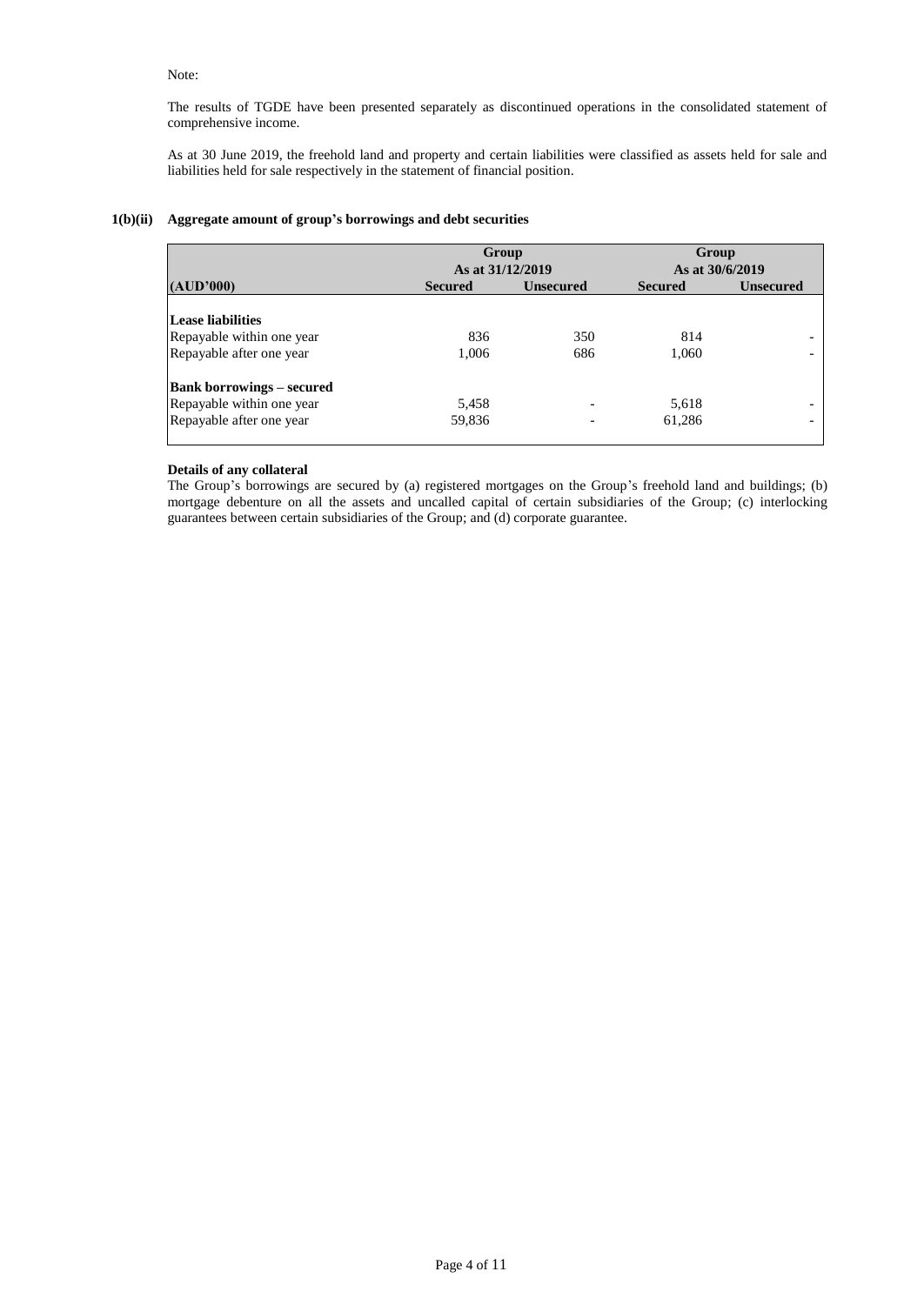Note:

The results of TGDE have been presented separately as discontinued operations in the consolidated statement of comprehensive income.

As at 30 June 2019, the freehold land and property and certain liabilities were classified as assets held for sale and liabilities held for sale respectively in the statement of financial position.

### 1(b)(ii) Aggregate amount of group's borrowings and debt securities

| | Group As at 31/12/2019 | | Group As at 30/6/2019 | |
|---|---|---|---|---|
| **(AUD'000)** | **Secured** | **Unsecured** | **Secured** | **Unsecured** |
| **Lease liabilities** | | | | |
| Repayable within one year | 836 | 350 | 814 | - |
| Repayable after one year | 1,006 | 686 | 1,060 | - |
| **Bank borrowings – secured** | | | | |
| Repayable within one year | 5,458 | - | 5,618 | - |
| Repayable after one year | 59,836 | - | 61,286 | - |

**Details of any collateral**

The Group's borrowings are secured by (a) registered mortgages on the Group's freehold land and buildings; (b) mortgage debenture on all the assets and uncalled capital of certain subsidiaries of the Group; (c) interlocking guarantees between certain subsidiaries of the Group; and (d) corporate guarantee.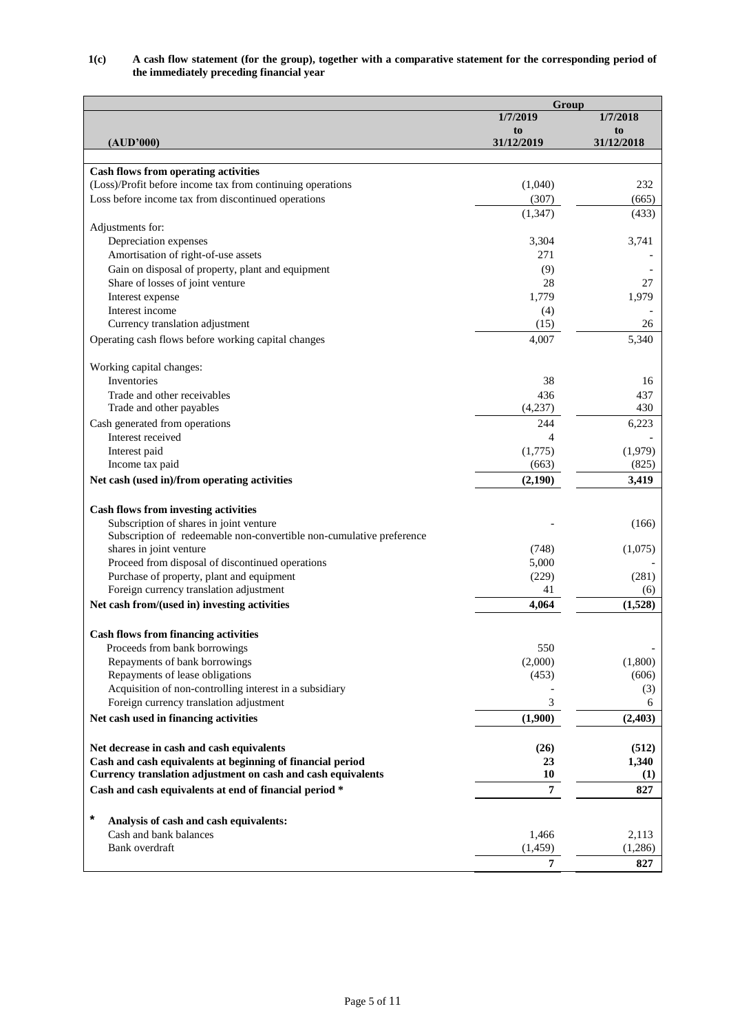**1(c) A cash flow statement (for the group), together with a comparative statement for the corresponding period of the immediately preceding financial year**

| | Group | |
|---|---|---|
| **(AUD'000)** | **1/7/2019 to 31/12/2019** | **1/7/2018 to 31/12/2018** |
| **Cash flows from operating activities** | | |
| (Loss)/Profit before income tax from continuing operations | (1,040) | 232 |
| Loss before income tax from discontinued operations | (307) | (665) |
| | (1,347) | (433) |
| Adjustments for: | | |
| Depreciation expenses | 3,304 | 3,741 |
| Amortisation of right-of-use assets | 271 | - |
| Gain on disposal of property, plant and equipment | (9) | - |
| Share of losses of joint venture | 28 | 27 |
| Interest expense | 1,779 | 1,979 |
| Interest income | (4) | - |
| Currency translation adjustment | (15) | 26 |
| Operating cash flows before working capital changes | 4,007 | 5,340 |
| Working capital changes: | | |
| Inventories | 38 | 16 |
| Trade and other receivables | 436 | 437 |
| Trade and other payables | (4,237) | 430 |
| Cash generated from operations | 244 | 6,223 |
| Interest received | 4 | - |
| Interest paid | (1,775) | (1,979) |
| Income tax paid | (663) | (825) |
| **Net cash (used in)/from operating activities** | **(2,190)** | **3,419** |
| **Cash flows from investing activities** | | |
| Subscription of shares in joint venture | - | (166) |
| Subscription of redeemable non-convertible non-cumulative preference shares in joint venture | (748) | (1,075) |
| Proceed from disposal of discontinued operations | 5,000 | - |
| Purchase of property, plant and equipment | (229) | (281) |
| Foreign currency translation adjustment | 41 | (6) |
| **Net cash from/(used in) investing activities** | **4,064** | **(1,528)** |
| **Cash flows from financing activities** | | |
| Proceeds from bank borrowings | 550 | - |
| Repayments of bank borrowings | (2,000) | (1,800) |
| Repayments of lease obligations | (453) | (606) |
| Acquisition of non-controlling interest in a subsidiary | - | (3) |
| Foreign currency translation adjustment | 3 | 6 |
| **Net cash used in financing activities** | **(1,900)** | **(2,403)** |
| **Net decrease in cash and cash equivalents** | **(26)** | **(512)** |
| **Cash and cash equivalents at beginning of financial period** | **23** | **1,340** |
| **Currency translation adjustment on cash and cash equivalents** | **10** | **(1)** |
| **Cash and cash equivalents at end of financial period \*** | **7** | **827** |
| **\* Analysis of cash and cash equivalents:** | | |
| Cash and bank balances | 1,466 | 2,113 |
| Bank overdraft | (1,459) | (1,286) |
| | **7** | **827** |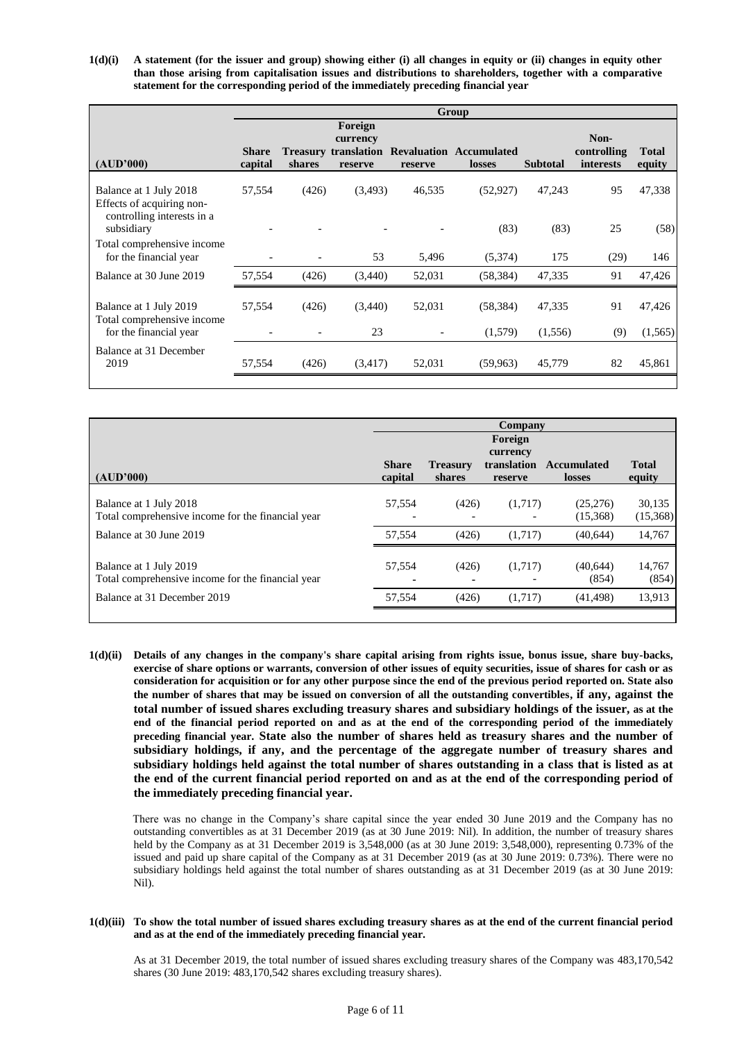**1(d)(i) A statement (for the issuer and group) showing either (i) all changes in equity or (ii) changes in equity other than those arising from capitalisation issues and distributions to shareholders, together with a comparative statement for the corresponding period of the immediately preceding financial year**

| | Group | | | | | | | |
|---|---|---|---|---|---|---|---|---|
| (AUD'000) | Share capital | Treasury shares | Foreign currency translation reserve | Revaluation reserve | Accumulated losses | Subtotal | Non-controlling interests | Total equity |
| Balance at 1 July 2018 | 57,554 | (426) | (3,493) | 46,535 | (52,927) | 47,243 | 95 | 47,338 |
| Effects of acquiring non-controlling interests in a subsidiary | - | - | - | - | (83) | (83) | 25 | (58) |
| Total comprehensive income for the financial year | - | - | 53 | 5,496 | (5,374) | 175 | (29) | 146 |
| Balance at 30 June 2019 | 57,554 | (426) | (3,440) | 52,031 | (58,384) | 47,335 | 91 | 47,426 |
| Balance at 1 July 2019 | 57,554 | (426) | (3,440) | 52,031 | (58,384) | 47,335 | 91 | 47,426 |
| Total comprehensive income for the financial year | - | - | 23 | - | (1,579) | (1,556) | (9) | (1,565) |
| Balance at 31 December 2019 | 57,554 | (426) | (3,417) | 52,031 | (59,963) | 45,779 | 82 | 45,861 |

| | Company | | | | |
|---|---|---|---|---|---|
| (AUD'000) | Share capital | Treasury shares | Foreign currency translation reserve | Accumulated losses | Total equity |
| Balance at 1 July 2018 | 57,554 | (426) | (1,717) | (25,276) | 30,135 |
| Total comprehensive income for the financial year | - | - | - | (15,368) | (15,368) |
| Balance at 30 June 2019 | 57,554 | (426) | (1,717) | (40,644) | 14,767 |
| Balance at 1 July 2019 | 57,554 | (426) | (1,717) | (40,644) | 14,767 |
| Total comprehensive income for the financial year | - | - | - | (854) | (854) |
| Balance at 31 December 2019 | 57,554 | (426) | (1,717) | (41,498) | 13,913 |

**1(d)(ii) Details of any changes in the company's share capital arising from rights issue, bonus issue, share buy-backs, exercise of share options or warrants, conversion of other issues of equity securities, issue of shares for cash or as consideration for acquisition or for any other purpose since the end of the previous period reported on. State also the number of shares that may be issued on conversion of all the outstanding convertibles, if any, against the total number of issued shares excluding treasury shares and subsidiary holdings of the issuer, as at the end of the financial period reported on and as at the end of the corresponding period of the immediately preceding financial year. State also the number of shares held as treasury shares and the number of subsidiary holdings, if any, and the percentage of the aggregate number of treasury shares and subsidiary holdings held against the total number of shares outstanding in a class that is listed as at the end of the current financial period reported on and as at the end of the corresponding period of the immediately preceding financial year.**

There was no change in the Company's share capital since the year ended 30 June 2019 and the Company has no outstanding convertibles as at 31 December 2019 (as at 30 June 2019: Nil). In addition, the number of treasury shares held by the Company as at 31 December 2019 is 3,548,000 (as at 30 June 2019: 3,548,000), representing 0.73% of the issued and paid up share capital of the Company as at 31 December 2019 (as at 30 June 2019: 0.73%). There were no subsidiary holdings held against the total number of shares outstanding as at 31 December 2019 (as at 30 June 2019: Nil).

**1(d)(iii) To show the total number of issued shares excluding treasury shares as at the end of the current financial period and as at the end of the immediately preceding financial year.**

As at 31 December 2019, the total number of issued shares excluding treasury shares of the Company was 483,170,542 shares (30 June 2019: 483,170,542 shares excluding treasury shares).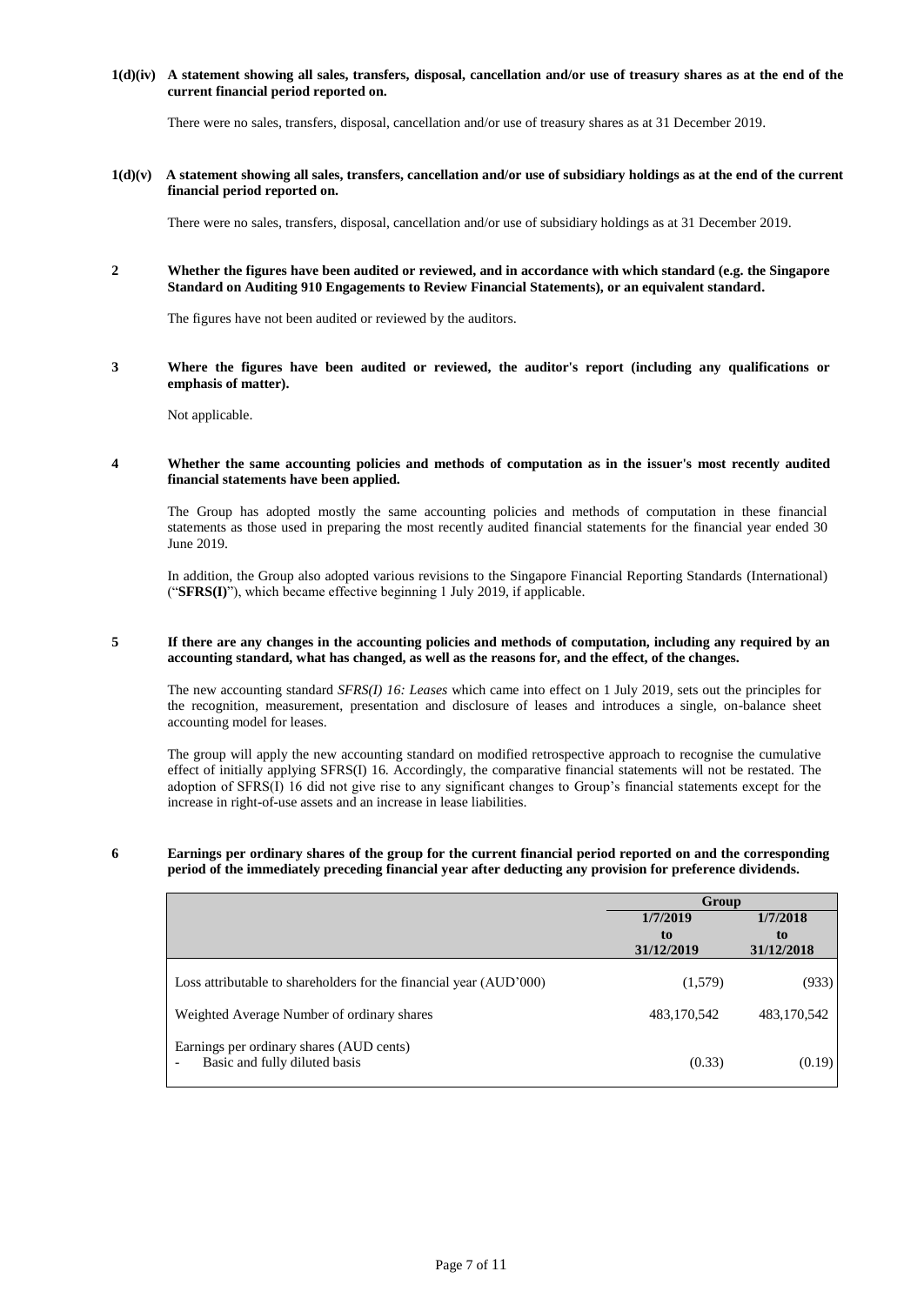**1(d)(iv) A statement showing all sales, transfers, disposal, cancellation and/or use of treasury shares as at the end of the current financial period reported on.**

There were no sales, transfers, disposal, cancellation and/or use of treasury shares as at 31 December 2019.

**1(d)(v) A statement showing all sales, transfers, cancellation and/or use of subsidiary holdings as at the end of the current financial period reported on.**

There were no sales, transfers, disposal, cancellation and/or use of subsidiary holdings as at 31 December 2019.

**2 Whether the figures have been audited or reviewed, and in accordance with which standard (e.g. the Singapore Standard on Auditing 910 Engagements to Review Financial Statements), or an equivalent standard.**

The figures have not been audited or reviewed by the auditors.

**3 Where the figures have been audited or reviewed, the auditor's report (including any qualifications or emphasis of matter).**

Not applicable.

**4 Whether the same accounting policies and methods of computation as in the issuer's most recently audited financial statements have been applied.**

The Group has adopted mostly the same accounting policies and methods of computation in these financial statements as those used in preparing the most recently audited financial statements for the financial year ended 30 June 2019.

In addition, the Group also adopted various revisions to the Singapore Financial Reporting Standards (International) ("**SFRS(I)**"), which became effective beginning 1 July 2019, if applicable.

**5 If there are any changes in the accounting policies and methods of computation, including any required by an accounting standard, what has changed, as well as the reasons for, and the effect, of the changes.**

The new accounting standard *SFRS(I) 16: Leases* which came into effect on 1 July 2019, sets out the principles for the recognition, measurement, presentation and disclosure of leases and introduces a single, on-balance sheet accounting model for leases.

The group will apply the new accounting standard on modified retrospective approach to recognise the cumulative effect of initially applying SFRS(I) 16. Accordingly, the comparative financial statements will not be restated. The adoption of SFRS(I) 16 did not give rise to any significant changes to Group's financial statements except for the increase in right-of-use assets and an increase in lease liabilities.

**6 Earnings per ordinary shares of the group for the current financial period reported on and the corresponding period of the immediately preceding financial year after deducting any provision for preference dividends.**

| | Group | |
|---|---|---|
| | **1/7/2019 to 31/12/2019** | **1/7/2018 to 31/12/2018** |
| Loss attributable to shareholders for the financial year (AUD'000) | (1,579) | (933) |
| Weighted Average Number of ordinary shares | 483,170,542 | 483,170,542 |
| Earnings per ordinary shares (AUD cents) | | |
| - Basic and fully diluted basis | (0.33) | (0.19) |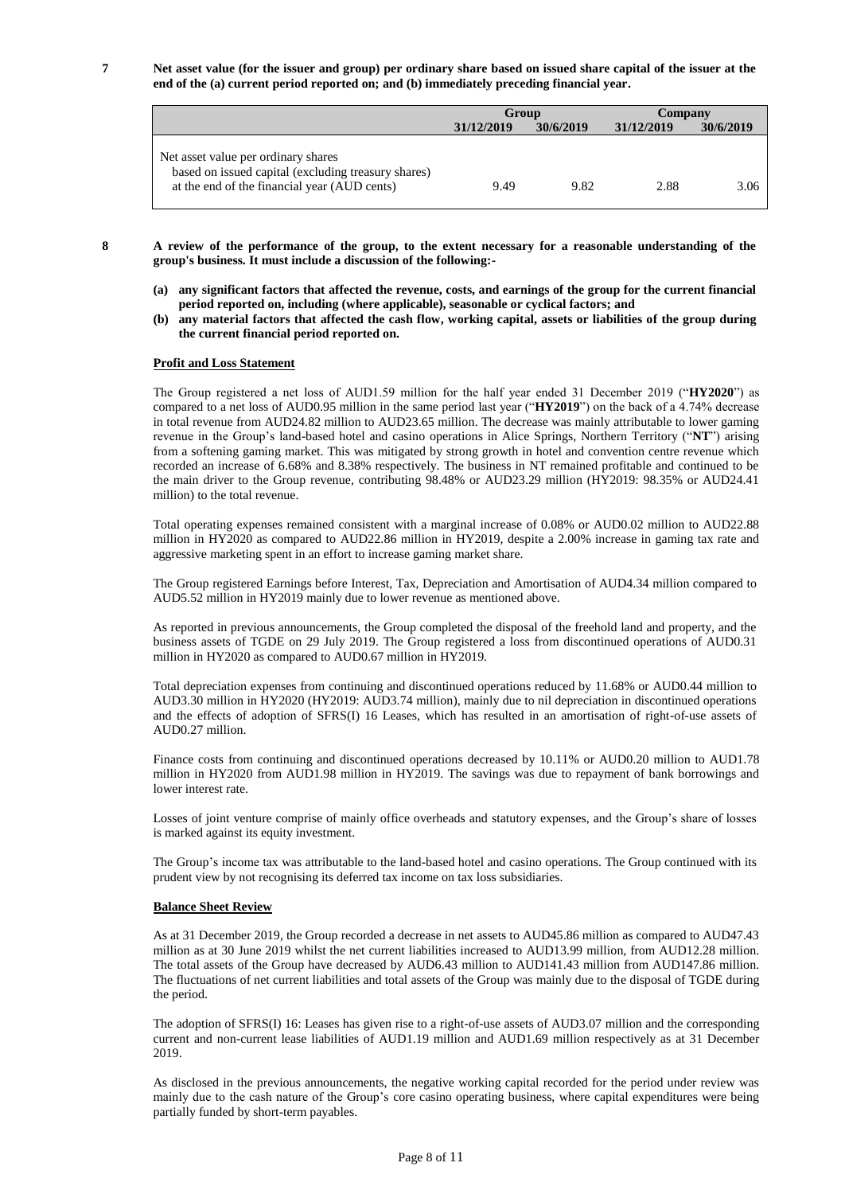**7 Net asset value (for the issuer and group) per ordinary share based on issued share capital of the issuer at the end of the (a) current period reported on; and (b) immediately preceding financial year.**

| | Group | | Company | |
|---|---|---|---|---|
| | 31/12/2019 | 30/6/2019 | 31/12/2019 | 30/6/2019 |
| Net asset value per ordinary shares based on issued capital (excluding treasury shares) at the end of the financial year (AUD cents) | 9.49 | 9.82 | 2.88 | 3.06 |

**8 A review of the performance of the group, to the extent necessary for a reasonable understanding of the group's business. It must include a discussion of the following:-**

**(a) any significant factors that affected the revenue, costs, and earnings of the group for the current financial period reported on, including (where applicable), seasonable or cyclical factors; and**

**(b) any material factors that affected the cash flow, working capital, assets or liabilities of the group during the current financial period reported on.**

**Profit and Loss Statement**

The Group registered a net loss of AUD1.59 million for the half year ended 31 December 2019 ("**HY2020**") as compared to a net loss of AUD0.95 million in the same period last year ("**HY2019**") on the back of a 4.74% decrease in total revenue from AUD24.82 million to AUD23.65 million. The decrease was mainly attributable to lower gaming revenue in the Group's land-based hotel and casino operations in Alice Springs, Northern Territory ("**NT**") arising from a softening gaming market. This was mitigated by strong growth in hotel and convention centre revenue which recorded an increase of 6.68% and 8.38% respectively. The business in NT remained profitable and continued to be the main driver to the Group revenue, contributing 98.48% or AUD23.29 million (HY2019: 98.35% or AUD24.41 million) to the total revenue.

Total operating expenses remained consistent with a marginal increase of 0.08% or AUD0.02 million to AUD22.88 million in HY2020 as compared to AUD22.86 million in HY2019, despite a 2.00% increase in gaming tax rate and aggressive marketing spent in an effort to increase gaming market share.

The Group registered Earnings before Interest, Tax, Depreciation and Amortisation of AUD4.34 million compared to AUD5.52 million in HY2019 mainly due to lower revenue as mentioned above.

As reported in previous announcements, the Group completed the disposal of the freehold land and property, and the business assets of TGDE on 29 July 2019. The Group registered a loss from discontinued operations of AUD0.31 million in HY2020 as compared to AUD0.67 million in HY2019.

Total depreciation expenses from continuing and discontinued operations reduced by 11.68% or AUD0.44 million to AUD3.30 million in HY2020 (HY2019: AUD3.74 million), mainly due to nil depreciation in discontinued operations and the effects of adoption of SFRS(I) 16 Leases, which has resulted in an amortisation of right-of-use assets of AUD0.27 million.

Finance costs from continuing and discontinued operations decreased by 10.11% or AUD0.20 million to AUD1.78 million in HY2020 from AUD1.98 million in HY2019. The savings was due to repayment of bank borrowings and lower interest rate.

Losses of joint venture comprise of mainly office overheads and statutory expenses, and the Group's share of losses is marked against its equity investment.

The Group's income tax was attributable to the land-based hotel and casino operations. The Group continued with its prudent view by not recognising its deferred tax income on tax loss subsidiaries.

**Balance Sheet Review**

As at 31 December 2019, the Group recorded a decrease in net assets to AUD45.86 million as compared to AUD47.43 million as at 30 June 2019 whilst the net current liabilities increased to AUD13.99 million, from AUD12.28 million. The total assets of the Group have decreased by AUD6.43 million to AUD141.43 million from AUD147.86 million. The fluctuations of net current liabilities and total assets of the Group was mainly due to the disposal of TGDE during the period.

The adoption of SFRS(I) 16: Leases has given rise to a right-of-use assets of AUD3.07 million and the corresponding current and non-current lease liabilities of AUD1.19 million and AUD1.69 million respectively as at 31 December 2019.

As disclosed in the previous announcements, the negative working capital recorded for the period under review was mainly due to the cash nature of the Group's core casino operating business, where capital expenditures were being partially funded by short-term payables.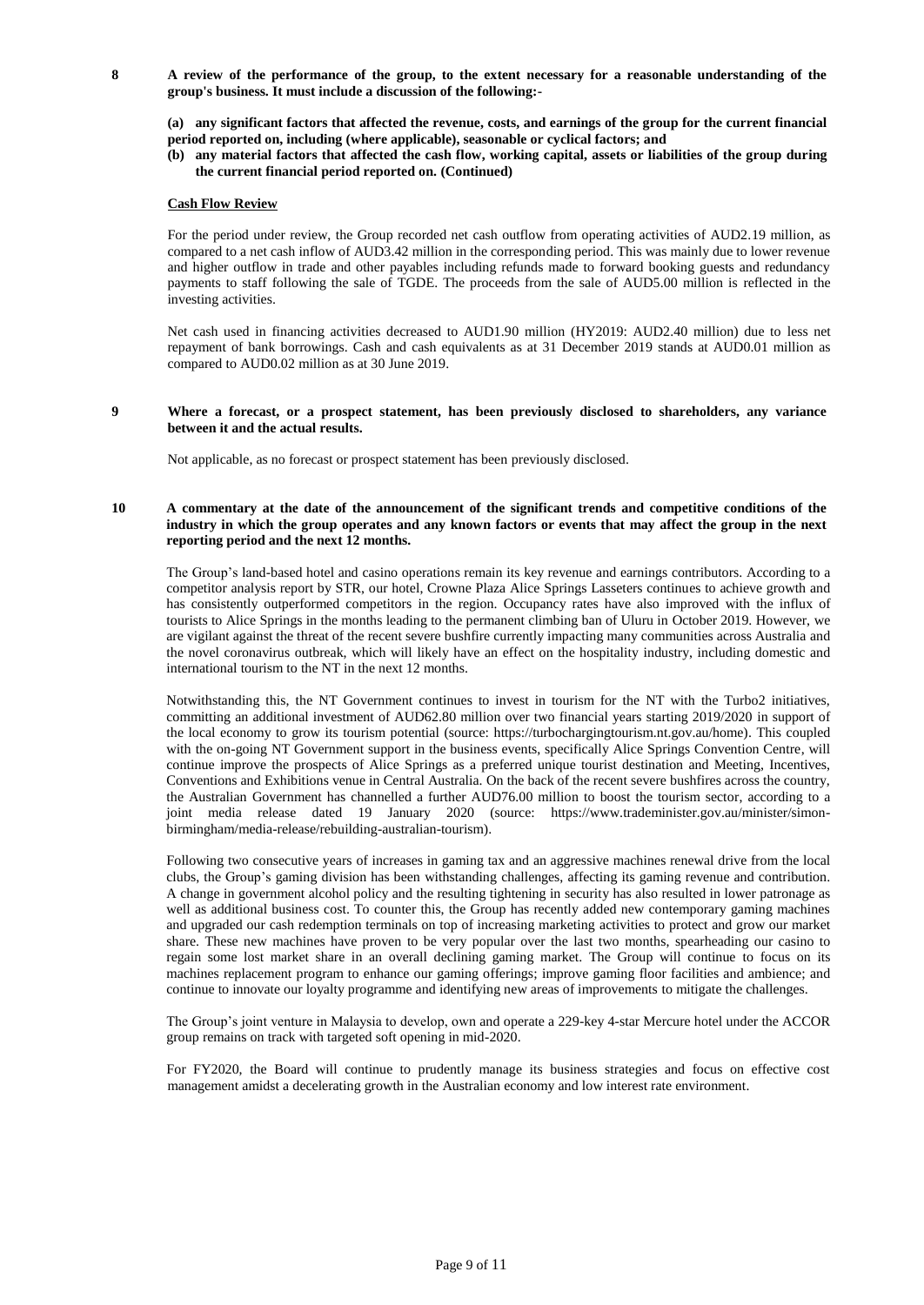**8 A review of the performance of the group, to the extent necessary for a reasonable understanding of the group's business. It must include a discussion of the following:-**

**(a) any significant factors that affected the revenue, costs, and earnings of the group for the current financial period reported on, including (where applicable), seasonable or cyclical factors; and**

**(b) any material factors that affected the cash flow, working capital, assets or liabilities of the group during the current financial period reported on. (Continued)**

**Cash Flow Review**

For the period under review, the Group recorded net cash outflow from operating activities of AUD2.19 million, as compared to a net cash inflow of AUD3.42 million in the corresponding period. This was mainly due to lower revenue and higher outflow in trade and other payables including refunds made to forward booking guests and redundancy payments to staff following the sale of TGDE. The proceeds from the sale of AUD5.00 million is reflected in the investing activities.

Net cash used in financing activities decreased to AUD1.90 million (HY2019: AUD2.40 million) due to less net repayment of bank borrowings. Cash and cash equivalents as at 31 December 2019 stands at AUD0.01 million as compared to AUD0.02 million as at 30 June 2019.

**9 Where a forecast, or a prospect statement, has been previously disclosed to shareholders, any variance between it and the actual results.**

Not applicable, as no forecast or prospect statement has been previously disclosed.

**10 A commentary at the date of the announcement of the significant trends and competitive conditions of the industry in which the group operates and any known factors or events that may affect the group in the next reporting period and the next 12 months.**

The Group's land-based hotel and casino operations remain its key revenue and earnings contributors. According to a competitor analysis report by STR, our hotel, Crowne Plaza Alice Springs Lasseters continues to achieve growth and has consistently outperformed competitors in the region. Occupancy rates have also improved with the influx of tourists to Alice Springs in the months leading to the permanent climbing ban of Uluru in October 2019. However, we are vigilant against the threat of the recent severe bushfire currently impacting many communities across Australia and the novel coronavirus outbreak, which will likely have an effect on the hospitality industry, including domestic and international tourism to the NT in the next 12 months.

Notwithstanding this, the NT Government continues to invest in tourism for the NT with the Turbo2 initiatives, committing an additional investment of AUD62.80 million over two financial years starting 2019/2020 in support of the local economy to grow its tourism potential (source: https://turbochargingtourism.nt.gov.au/home). This coupled with the on-going NT Government support in the business events, specifically Alice Springs Convention Centre, will continue improve the prospects of Alice Springs as a preferred unique tourist destination and Meeting, Incentives, Conventions and Exhibitions venue in Central Australia. On the back of the recent severe bushfires across the country, the Australian Government has channelled a further AUD76.00 million to boost the tourism sector, according to a joint media release dated 19 January 2020 (source: https://www.trademinister.gov.au/minister/simon-birmingham/media-release/rebuilding-australian-tourism).

Following two consecutive years of increases in gaming tax and an aggressive machines renewal drive from the local clubs, the Group's gaming division has been withstanding challenges, affecting its gaming revenue and contribution. A change in government alcohol policy and the resulting tightening in security has also resulted in lower patronage as well as additional business cost. To counter this, the Group has recently added new contemporary gaming machines and upgraded our cash redemption terminals on top of increasing marketing activities to protect and grow our market share. These new machines have proven to be very popular over the last two months, spearheading our casino to regain some lost market share in an overall declining gaming market. The Group will continue to focus on its machines replacement program to enhance our gaming offerings; improve gaming floor facilities and ambience; and continue to innovate our loyalty programme and identifying new areas of improvements to mitigate the challenges.

The Group's joint venture in Malaysia to develop, own and operate a 229-key 4-star Mercure hotel under the ACCOR group remains on track with targeted soft opening in mid-2020.

For FY2020, the Board will continue to prudently manage its business strategies and focus on effective cost management amidst a decelerating growth in the Australian economy and low interest rate environment.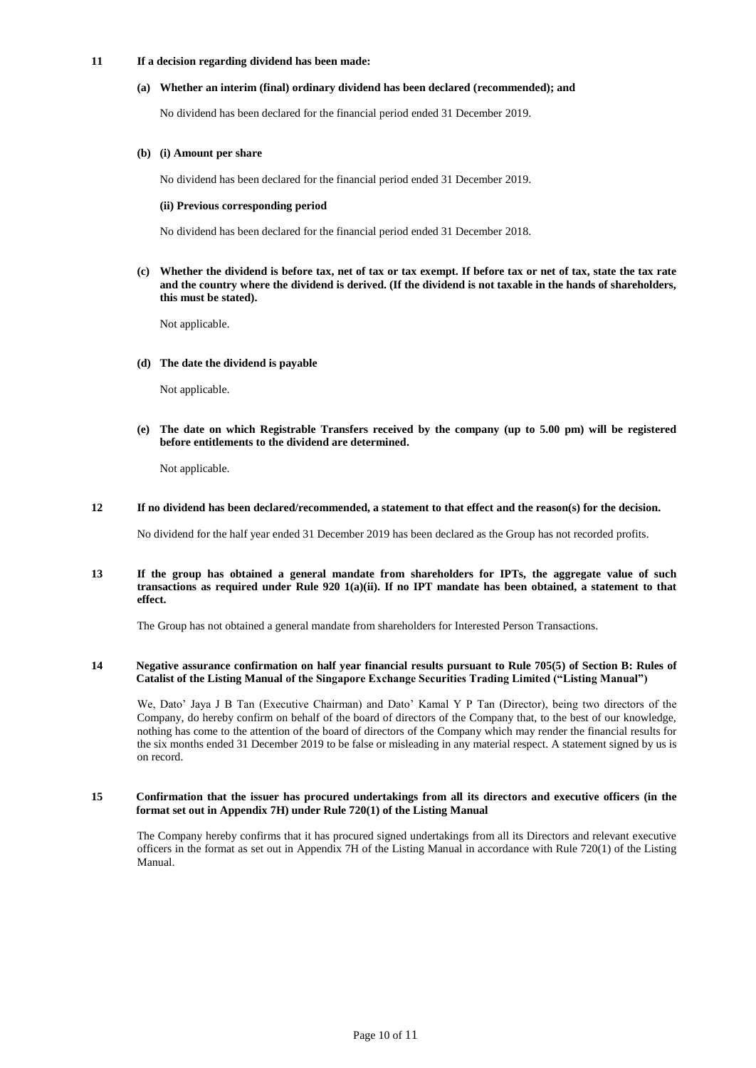**11 If a decision regarding dividend has been made:**

**(a) Whether an interim (final) ordinary dividend has been declared (recommended); and**

No dividend has been declared for the financial period ended 31 December 2019.

**(b) (i) Amount per share**

No dividend has been declared for the financial period ended 31 December 2019.

**(ii) Previous corresponding period**

No dividend has been declared for the financial period ended 31 December 2018.

**(c) Whether the dividend is before tax, net of tax or tax exempt. If before tax or net of tax, state the tax rate and the country where the dividend is derived. (If the dividend is not taxable in the hands of shareholders, this must be stated).**

Not applicable.

**(d) The date the dividend is payable**

Not applicable.

**(e) The date on which Registrable Transfers received by the company (up to 5.00 pm) will be registered before entitlements to the dividend are determined.**

Not applicable.

**12 If no dividend has been declared/recommended, a statement to that effect and the reason(s) for the decision.**

No dividend for the half year ended 31 December 2019 has been declared as the Group has not recorded profits.

**13 If the group has obtained a general mandate from shareholders for IPTs, the aggregate value of such transactions as required under Rule 920 1(a)(ii). If no IPT mandate has been obtained, a statement to that effect.**

The Group has not obtained a general mandate from shareholders for Interested Person Transactions.

**14 Negative assurance confirmation on half year financial results pursuant to Rule 705(5) of Section B: Rules of Catalist of the Listing Manual of the Singapore Exchange Securities Trading Limited ("Listing Manual")**

We, Dato' Jaya J B Tan (Executive Chairman) and Dato' Kamal Y P Tan (Director), being two directors of the Company, do hereby confirm on behalf of the board of directors of the Company that, to the best of our knowledge, nothing has come to the attention of the board of directors of the Company which may render the financial results for the six months ended 31 December 2019 to be false or misleading in any material respect. A statement signed by us is on record.

**15 Confirmation that the issuer has procured undertakings from all its directors and executive officers (in the format set out in Appendix 7H) under Rule 720(1) of the Listing Manual**

The Company hereby confirms that it has procured signed undertakings from all its Directors and relevant executive officers in the format as set out in Appendix 7H of the Listing Manual in accordance with Rule 720(1) of the Listing Manual.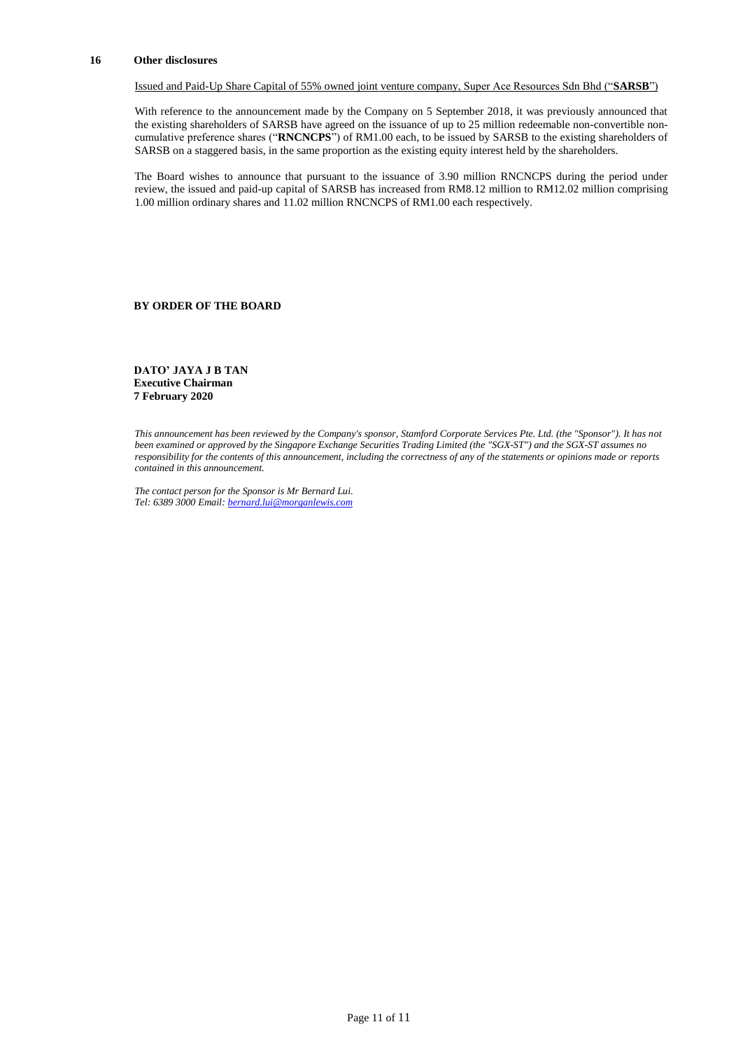## 16 Other disclosures

Issued and Paid-Up Share Capital of 55% owned joint venture company, Super Ace Resources Sdn Bhd ("**SARSB**")

With reference to the announcement made by the Company on 5 September 2018, it was previously announced that the existing shareholders of SARSB have agreed on the issuance of up to 25 million redeemable non-convertible non-cumulative preference shares ("**RNCNCPS**") of RM1.00 each, to be issued by SARSB to the existing shareholders of SARSB on a staggered basis, in the same proportion as the existing equity interest held by the shareholders.

The Board wishes to announce that pursuant to the issuance of 3.90 million RNCNCPS during the period under review, the issued and paid-up capital of SARSB has increased from RM8.12 million to RM12.02 million comprising 1.00 million ordinary shares and 11.02 million RNCNCPS of RM1.00 each respectively.

**BY ORDER OF THE BOARD**

**DATO' JAYA J B TAN**
**Executive Chairman**
**7 February 2020**

*This announcement has been reviewed by the Company's sponsor, Stamford Corporate Services Pte. Ltd. (the "Sponsor"). It has not been examined or approved by the Singapore Exchange Securities Trading Limited (the "SGX-ST") and the SGX-ST assumes no responsibility for the contents of this announcement, including the correctness of any of the statements or opinions made or reports contained in this announcement.*

*The contact person for the Sponsor is Mr Bernard Lui.*
*Tel: 6389 3000 Email: bernard.lui@morganlewis.com*